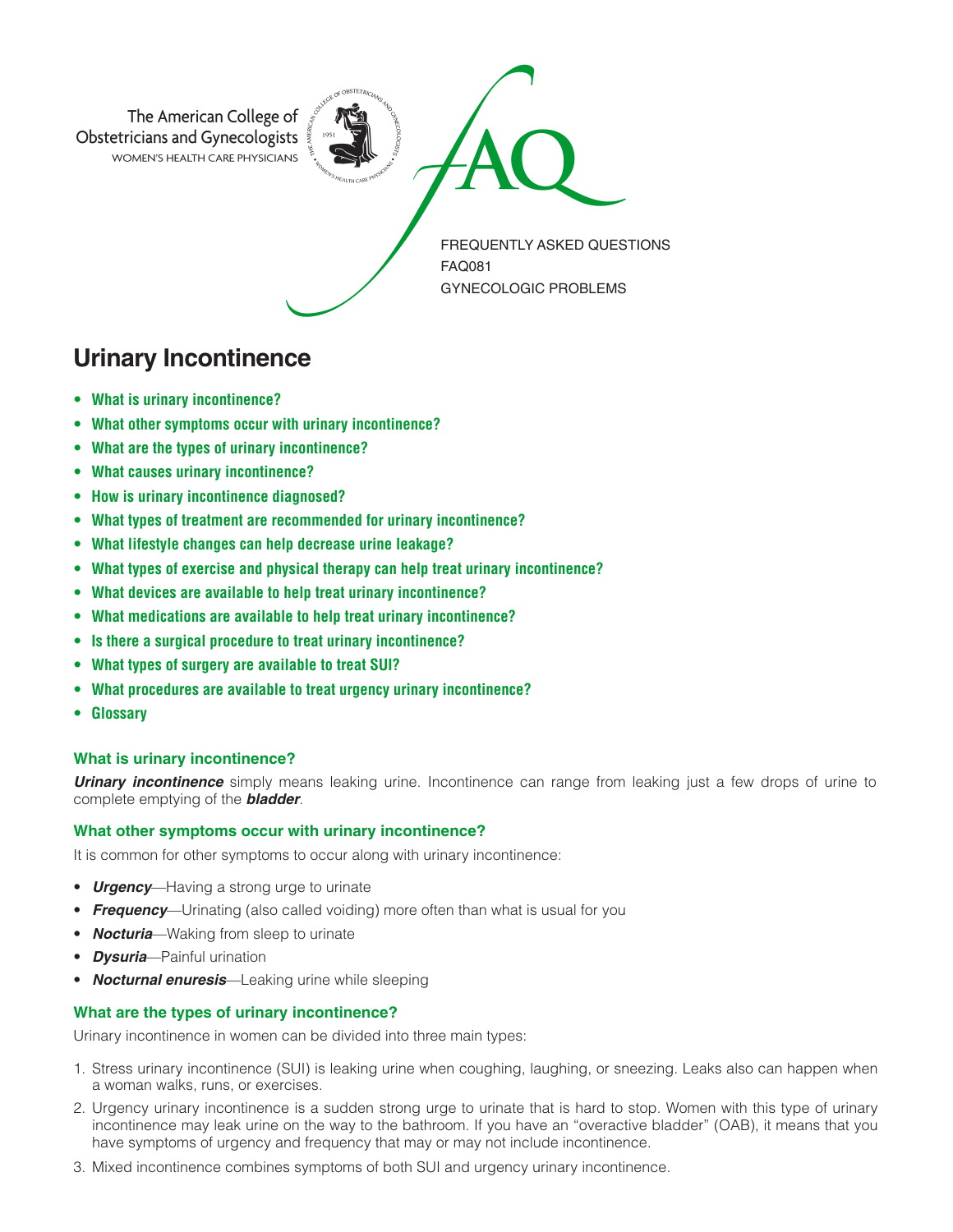The American College of Obstetricians and Gynecologists
WOMEN'S HEALTH CARE PHYSICIANS

FAQ

FREQUENTLY ASKED QUESTIONS
FAQ081
GYNECOLOGIC PROBLEMS

# Urinary Incontinence

- **What is urinary incontinence?**
- **What other symptoms occur with urinary incontinence?**
- **What are the types of urinary incontinence?**
- **What causes urinary incontinence?**
- **How is urinary incontinence diagnosed?**
- **What types of treatment are recommended for urinary incontinence?**
- **What lifestyle changes can help decrease urine leakage?**
- **What types of exercise and physical therapy can help treat urinary incontinence?**
- **What devices are available to help treat urinary incontinence?**
- **What medications are available to help treat urinary incontinence?**
- **Is there a surgical procedure to treat urinary incontinence?**
- **What types of surgery are available to treat SUI?**
- **What procedures are available to treat urgency urinary incontinence?**
- **Glossary**

### What is urinary incontinence?

***Urinary incontinence*** simply means leaking urine. Incontinence can range from leaking just a few drops of urine to complete emptying of the ***bladder***.

### What other symptoms occur with urinary incontinence?

It is common for other symptoms to occur along with urinary incontinence:

- ***Urgency***—Having a strong urge to urinate
- ***Frequency***—Urinating (also called voiding) more often than what is usual for you
- ***Nocturia***—Waking from sleep to urinate
- ***Dysuria***—Painful urination
- ***Nocturnal enuresis***—Leaking urine while sleeping

### What are the types of urinary incontinence?

Urinary incontinence in women can be divided into three main types:

1. Stress urinary incontinence (SUI) is leaking urine when coughing, laughing, or sneezing. Leaks also can happen when a woman walks, runs, or exercises.
2. Urgency urinary incontinence is a sudden strong urge to urinate that is hard to stop. Women with this type of urinary incontinence may leak urine on the way to the bathroom. If you have an "overactive bladder" (OAB), it means that you have symptoms of urgency and frequency that may or may not include incontinence.
3. Mixed incontinence combines symptoms of both SUI and urgency urinary incontinence.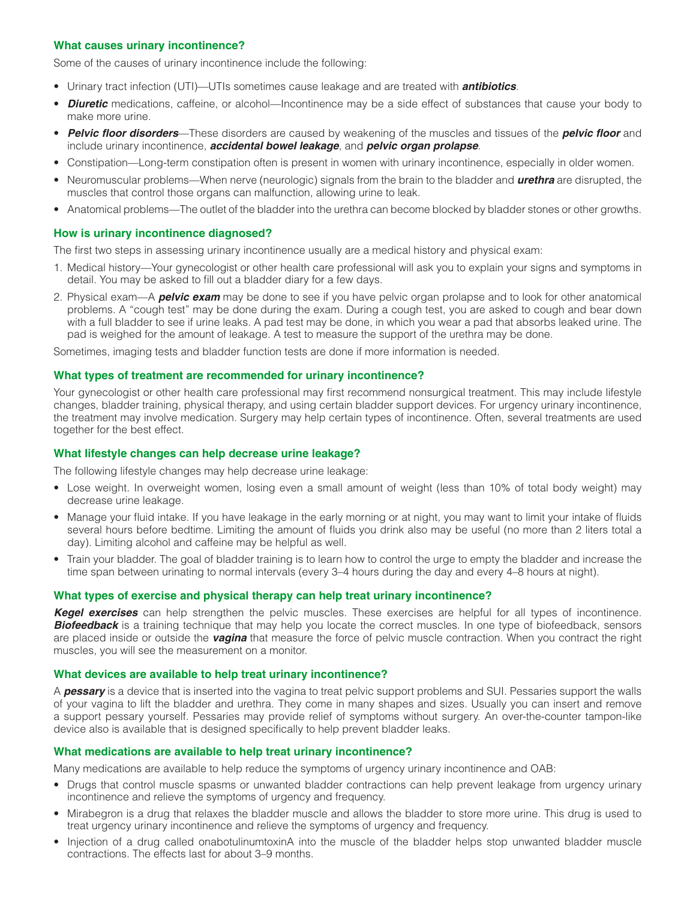## What causes urinary incontinence?

Some of the causes of urinary incontinence include the following:

- Urinary tract infection (UTI)—UTIs sometimes cause leakage and are treated with ***antibiotics***.
- ***Diuretic*** medications, caffeine, or alcohol—Incontinence may be a side effect of substances that cause your body to make more urine.
- ***Pelvic floor disorders***—These disorders are caused by weakening of the muscles and tissues of the ***pelvic floor*** and include urinary incontinence, ***accidental bowel leakage***, and ***pelvic organ prolapse***.
- Constipation—Long-term constipation often is present in women with urinary incontinence, especially in older women.
- Neuromuscular problems—When nerve (neurologic) signals from the brain to the bladder and ***urethra*** are disrupted, the muscles that control those organs can malfunction, allowing urine to leak.
- Anatomical problems—The outlet of the bladder into the urethra can become blocked by bladder stones or other growths.

## How is urinary incontinence diagnosed?

The first two steps in assessing urinary incontinence usually are a medical history and physical exam:

1. Medical history—Your gynecologist or other health care professional will ask you to explain your signs and symptoms in detail. You may be asked to fill out a bladder diary for a few days.
2. Physical exam—A ***pelvic exam*** may be done to see if you have pelvic organ prolapse and to look for other anatomical problems. A "cough test" may be done during the exam. During a cough test, you are asked to cough and bear down with a full bladder to see if urine leaks. A pad test may be done, in which you wear a pad that absorbs leaked urine. The pad is weighed for the amount of leakage. A test to measure the support of the urethra may be done.

Sometimes, imaging tests and bladder function tests are done if more information is needed.

## What types of treatment are recommended for urinary incontinence?

Your gynecologist or other health care professional may first recommend nonsurgical treatment. This may include lifestyle changes, bladder training, physical therapy, and using certain bladder support devices. For urgency urinary incontinence, the treatment may involve medication. Surgery may help certain types of incontinence. Often, several treatments are used together for the best effect.

## What lifestyle changes can help decrease urine leakage?

The following lifestyle changes may help decrease urine leakage:

- Lose weight. In overweight women, losing even a small amount of weight (less than 10% of total body weight) may decrease urine leakage.
- Manage your fluid intake. If you have leakage in the early morning or at night, you may want to limit your intake of fluids several hours before bedtime. Limiting the amount of fluids you drink also may be useful (no more than 2 liters total a day). Limiting alcohol and caffeine may be helpful as well.
- Train your bladder. The goal of bladder training is to learn how to control the urge to empty the bladder and increase the time span between urinating to normal intervals (every 3–4 hours during the day and every 4–8 hours at night).

## What types of exercise and physical therapy can help treat urinary incontinence?

***Kegel exercises*** can help strengthen the pelvic muscles. These exercises are helpful for all types of incontinence. ***Biofeedback*** is a training technique that may help you locate the correct muscles. In one type of biofeedback, sensors are placed inside or outside the ***vagina*** that measure the force of pelvic muscle contraction. When you contract the right muscles, you will see the measurement on a monitor.

## What devices are available to help treat urinary incontinence?

A ***pessary*** is a device that is inserted into the vagina to treat pelvic support problems and SUI. Pessaries support the walls of your vagina to lift the bladder and urethra. They come in many shapes and sizes. Usually you can insert and remove a support pessary yourself. Pessaries may provide relief of symptoms without surgery. An over-the-counter tampon-like device also is available that is designed specifically to help prevent bladder leaks.

## What medications are available to help treat urinary incontinence?

Many medications are available to help reduce the symptoms of urgency urinary incontinence and OAB:

- Drugs that control muscle spasms or unwanted bladder contractions can help prevent leakage from urgency urinary incontinence and relieve the symptoms of urgency and frequency.
- Mirabegron is a drug that relaxes the bladder muscle and allows the bladder to store more urine. This drug is used to treat urgency urinary incontinence and relieve the symptoms of urgency and frequency.
- Injection of a drug called onabotulinumtoxinA into the muscle of the bladder helps stop unwanted bladder muscle contractions. The effects last for about 3–9 months.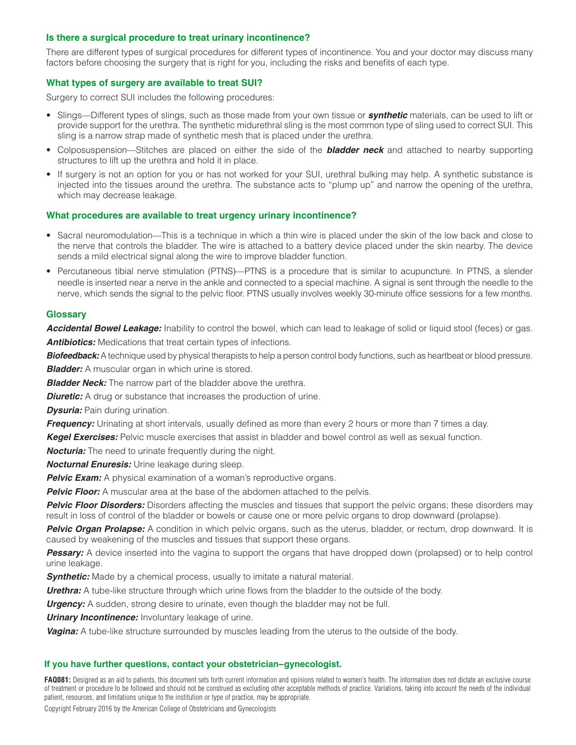### Is there a surgical procedure to treat urinary incontinence?

There are different types of surgical procedures for different types of incontinence. You and your doctor may discuss many factors before choosing the surgery that is right for you, including the risks and benefits of each type.

### What types of surgery are available to treat SUI?

Surgery to correct SUI includes the following procedures:

- Slings—Different types of slings, such as those made from your own tissue or ***synthetic*** materials, can be used to lift or provide support for the urethra. The synthetic midurethral sling is the most common type of sling used to correct SUI. This sling is a narrow strap made of synthetic mesh that is placed under the urethra.
- Colposuspension—Stitches are placed on either the side of the ***bladder neck*** and attached to nearby supporting structures to lift up the urethra and hold it in place.
- If surgery is not an option for you or has not worked for your SUI, urethral bulking may help. A synthetic substance is injected into the tissues around the urethra. The substance acts to "plump up" and narrow the opening of the urethra, which may decrease leakage.

### What procedures are available to treat urgency urinary incontinence?

- Sacral neuromodulation—This is a technique in which a thin wire is placed under the skin of the low back and close to the nerve that controls the bladder. The wire is attached to a battery device placed under the skin nearby. The device sends a mild electrical signal along the wire to improve bladder function.
- Percutaneous tibial nerve stimulation (PTNS)—PTNS is a procedure that is similar to acupuncture. In PTNS, a slender needle is inserted near a nerve in the ankle and connected to a special machine. A signal is sent through the needle to the nerve, which sends the signal to the pelvic floor. PTNS usually involves weekly 30-minute office sessions for a few months.

### Glossary

***Accidental Bowel Leakage:*** Inability to control the bowel, which can lead to leakage of solid or liquid stool (feces) or gas.

***Antibiotics:*** Medications that treat certain types of infections.

***Biofeedback:*** A technique used by physical therapists to help a person control body functions, such as heartbeat or blood pressure.

***Bladder:*** A muscular organ in which urine is stored.

***Bladder Neck:*** The narrow part of the bladder above the urethra.

***Diuretic:*** A drug or substance that increases the production of urine.

***Dysuria:*** Pain during urination.

***Frequency:*** Urinating at short intervals, usually defined as more than every 2 hours or more than 7 times a day.

***Kegel Exercises:*** Pelvic muscle exercises that assist in bladder and bowel control as well as sexual function.

***Nocturia:*** The need to urinate frequently during the night.

***Nocturnal Enuresis:*** Urine leakage during sleep.

***Pelvic Exam:*** A physical examination of a woman's reproductive organs.

***Pelvic Floor:*** A muscular area at the base of the abdomen attached to the pelvis.

***Pelvic Floor Disorders:*** Disorders affecting the muscles and tissues that support the pelvic organs; these disorders may result in loss of control of the bladder or bowels or cause one or more pelvic organs to drop downward (prolapse).

***Pelvic Organ Prolapse:*** A condition in which pelvic organs, such as the uterus, bladder, or rectum, drop downward. It is caused by weakening of the muscles and tissues that support these organs.

***Pessary:*** A device inserted into the vagina to support the organs that have dropped down (prolapsed) or to help control urine leakage.

***Synthetic:*** Made by a chemical process, usually to imitate a natural material.

***Urethra:*** A tube-like structure through which urine flows from the bladder to the outside of the body.

***Urgency:*** A sudden, strong desire to urinate, even though the bladder may not be full.

***Urinary Incontinence:*** Involuntary leakage of urine.

***Vagina:*** A tube-like structure surrounded by muscles leading from the uterus to the outside of the body.

**If you have further questions, contact your obstetrician–gynecologist.**

**FAQ081:** Designed as an aid to patients, this document sets forth current information and opinions related to women's health. The information does not dictate an exclusive course of treatment or procedure to be followed and should not be construed as excluding other acceptable methods of practice. Variations, taking into account the needs of the individual patient, resources, and limitations unique to the institution or type of practice, may be appropriate.

Copyright February 2016 by the American College of Obstetricians and Gynecologists